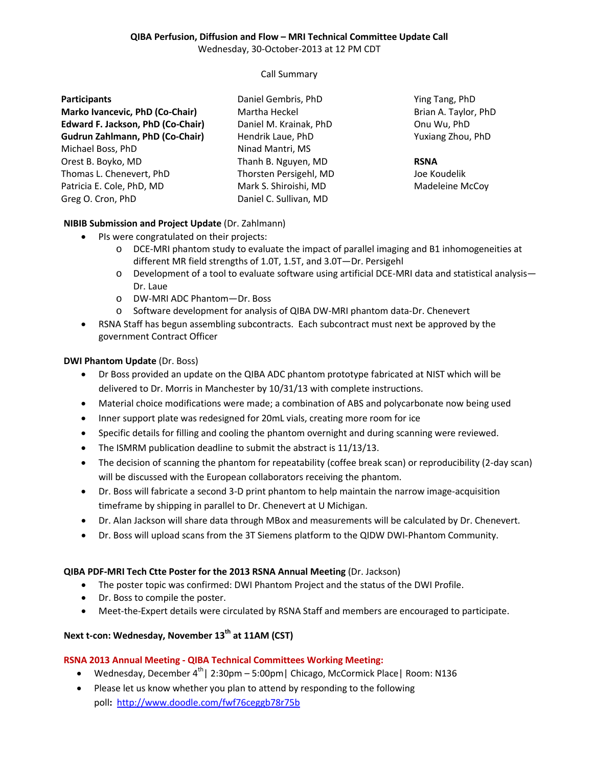**QIBA Perfusion, Diffusion and Flow – MRI Technical Committee Update Call**
Wednesday, 30-October-2013 at 12 PM CDT

Call Summary

**Participants**
**Marko Ivancevic, PhD (Co-Chair)**
**Edward F. Jackson, PhD (Co-Chair)**
**Gudrun Zahlmann, PhD (Co-Chair)**
Michael Boss, PhD
Orest B. Boyko, MD
Thomas L. Chenevert, PhD
Patricia E. Cole, PhD, MD
Greg O. Cron, PhD
Daniel Gembris, PhD
Martha Heckel
Daniel M. Krainak, PhD
Hendrik Laue, PhD
Ninad Mantri, MS
Thanh B. Nguyen, MD
Thorsten Persigehl, MD
Mark S. Shiroishi, MD
Daniel C. Sullivan, MD
Ying Tang, PhD
Brian A. Taylor, PhD
Onu Wu, PhD
Yuxiang Zhou, PhD

**RSNA**
Joe Koudelik
Madeleine McCoy

**NIBIB Submission and Project Update** (Dr. Zahlmann)

- PIs were congratulated on their projects:
  - DCE-MRI phantom study to evaluate the impact of parallel imaging and B1 inhomogeneities at different MR field strengths of 1.0T, 1.5T, and 3.0T—Dr. Persigehl
  - Development of a tool to evaluate software using artificial DCE-MRI data and statistical analysis—Dr. Laue
  - DW-MRI ADC Phantom—Dr. Boss
  - Software development for analysis of QIBA DW-MRI phantom data-Dr. Chenevert
- RSNA Staff has begun assembling subcontracts. Each subcontract must next be approved by the government Contract Officer

**DWI Phantom Update** (Dr. Boss)

- Dr Boss provided an update on the QIBA ADC phantom prototype fabricated at NIST which will be delivered to Dr. Morris in Manchester by 10/31/13 with complete instructions.
- Material choice modifications were made; a combination of ABS and polycarbonate now being used
- Inner support plate was redesigned for 20mL vials, creating more room for ice
- Specific details for filling and cooling the phantom overnight and during scanning were reviewed.
- The ISMRM publication deadline to submit the abstract is 11/13/13.
- The decision of scanning the phantom for repeatability (coffee break scan) or reproducibility (2-day scan) will be discussed with the European collaborators receiving the phantom.
- Dr. Boss will fabricate a second 3-D print phantom to help maintain the narrow image-acquisition timeframe by shipping in parallel to Dr. Chenevert at U Michigan.
- Dr. Alan Jackson will share data through MBox and measurements will be calculated by Dr. Chenevert.
- Dr. Boss will upload scans from the 3T Siemens platform to the QIDW DWI-Phantom Community.

**QIBA PDF-MRI Tech Ctte Poster for the 2013 RSNA Annual Meeting** (Dr. Jackson)

- The poster topic was confirmed: DWI Phantom Project and the status of the DWI Profile.
- Dr. Boss to compile the poster.
- Meet-the-Expert details were circulated by RSNA Staff and members are encouraged to participate.

**Next t-con: Wednesday, November 13th at 11AM (CST)**

**RSNA 2013 Annual Meeting - QIBA Technical Committees Working Meeting:**

- Wednesday, December 4th| 2:30pm – 5:00pm| Chicago, McCormick Place| Room: N136
- Please let us know whether you plan to attend by responding to the following poll**:** http://www.doodle.com/fwf76ceggb78r75b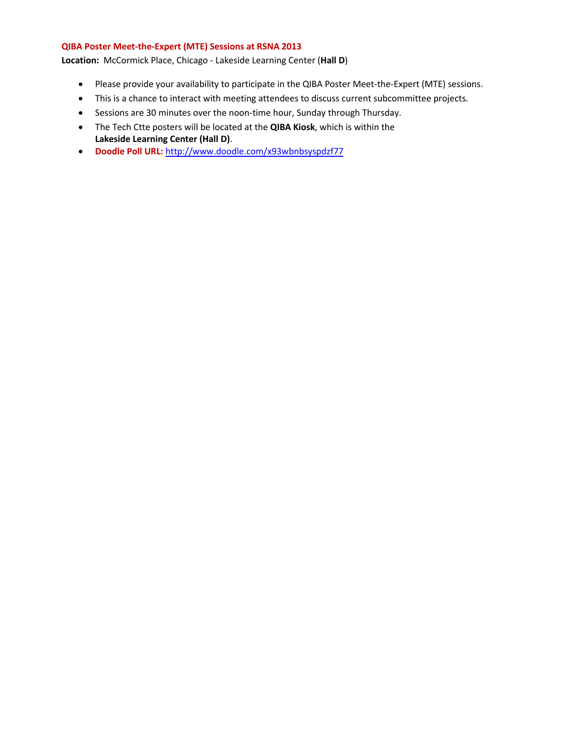**QIBA Poster Meet-the-Expert (MTE) Sessions at RSNA 2013**

**Location:** McCormick Place, Chicago - Lakeside Learning Center (**Hall D**)

- Please provide your availability to participate in the QIBA Poster Meet-the-Expert (MTE) sessions.
- This is a chance to interact with meeting attendees to discuss current subcommittee projects.
- Sessions are 30 minutes over the noon-time hour, Sunday through Thursday.
- The Tech Ctte posters will be located at the **QIBA Kiosk**, which is within the **Lakeside Learning Center (Hall D)**.
- **Doodle Poll URL:** http://www.doodle.com/x93wbnbsyspdzf77